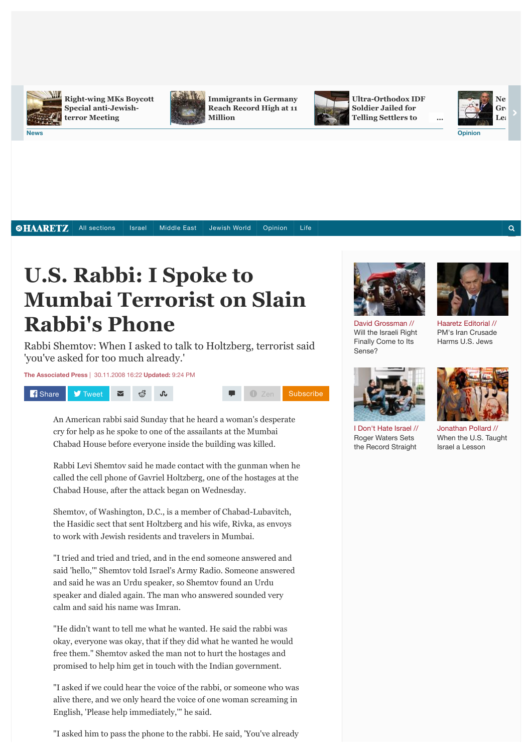# U.S. Rabbi: I Spoke to Mumbai Terrorist on Slain Rabbi's Phone

Rabbi Shemtov: When I asked to talk to Holtzberg, terrorist said 'you've asked for too much already.'

The Associated Press | 30.11.2008 16:22 **Updated:** 9:24 PM

An American rabbi said Sunday that he heard a woman's desperate cry for help as he spoke to one of the assailants at the Mumbai Chabad House before everyone inside the building was killed.

Rabbi Levi Shemtov said he made contact with the gunman when he called the cell phone of Gavriel Holtzberg, one of the hostages at the Chabad House, after the attack began on Wednesday.

Shemtov, of Washington, D.C., is a member of Chabad-Lubavitch, the Hasidic sect that sent Holtzberg and his wife, Rivka, as envoys to work with Jewish residents and travelers in Mumbai.

"I tried and tried and tried, and in the end someone answered and said 'hello,'" Shemtov told Israel's Army Radio. Someone answered and said he was an Urdu speaker, so Shemtov found an Urdu speaker and dialed again. The man who answered sounded very calm and said his name was Imran.

"He didn't want to tell me what he wanted. He said the rabbi was okay, everyone was okay, that if they did what he wanted he would free them." Shemtov asked the man not to hurt the hostages and promised to help him get in touch with the Indian government.

"I asked if we could hear the voice of the rabbi, or someone who was alive there, and we only heard the voice of one woman screaming in English, 'Please help immediately,'" he said.

"I asked him to pass the phone to the rabbi. He said, 'You've already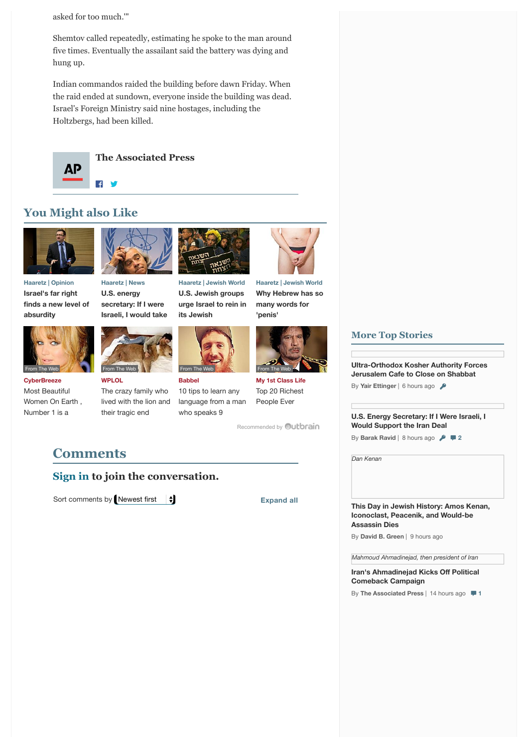asked for too much.'"

Shemtov called repeatedly, estimating he spoke to the man around five times. Eventually the assailant said the battery was dying and hung up.

Indian commandos raided the building before dawn Friday. When the raid ended at sundown, everyone inside the building was dead. Israel's Foreign Ministry said nine hostages, including the Holtzbergs, had been killed.

**The Associated Press**

## You Might also Like

Haaretz | Opinion
**Israel's far right finds a new level of absurdity**

Haaretz | News
**U.S. energy secretary: If I were Israeli, I would take**

Haaretz | Jewish World
**U.S. Jewish groups urge Israel to rein in its Jewish**

Haaretz | Jewish World
**Why Hebrew has so many words for 'penis'**

CyberBreeze
Most Beautiful Women On Earth , Number 1 is a

WPLOL
The crazy family who lived with the lion and their tragic end

Babbel
10 tips to learn any language from a man who speaks 9

My 1st Class Life
Top 20 Richest People Ever

Recommended by Outbrain

## Comments

**Sign in to join the conversation.**

Sort comments by Newest first

Expand all

## More Top Stories

**Ultra-Orthodox Kosher Authority Forces Jerusalem Cafe to Close on Shabbat**
By **Yair Ettinger** | 6 hours ago

**U.S. Energy Secretary: If I Were Israeli, I Would Support the Iran Deal**
By **Barak Ravid** | 8 hours ago 2

*Dan Kenan*

**This Day in Jewish History: Amos Kenan, Iconoclast, Peacenik, and Would-be Assassin Dies**
By **David B. Green** | 9 hours ago

*Mahmoud Ahmadinejad, then president of Iran*

**Iran's Ahmadinejad Kicks Off Political Comeback Campaign**
By **The Associated Press** | 14 hours ago 1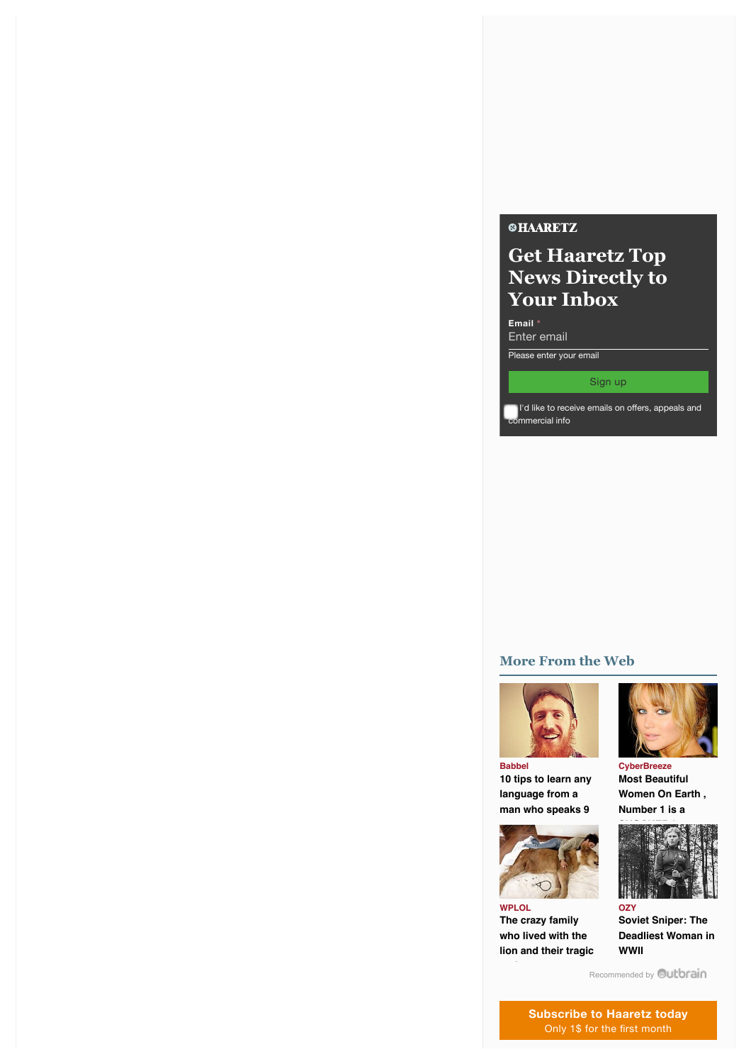**HAARETZ**

## Get Haaretz Top News Directly to Your Inbox

Email *

Enter email

Please enter your email

Sign up

I'd like to receive emails on offers, appeals and commercial info

### More From the Web

Babbel
**10 tips to learn any language from a man who speaks 9**

CyberBreeze
**Most Beautiful Women On Earth , Number 1 is a**

WPLOL
**The crazy family who lived with the lion and their tragic**

OZY
**Soviet Sniper: The Deadliest Woman in WWII**

Recommended by Outbrain

**Subscribe to Haaretz today**
Only 1$ for the first month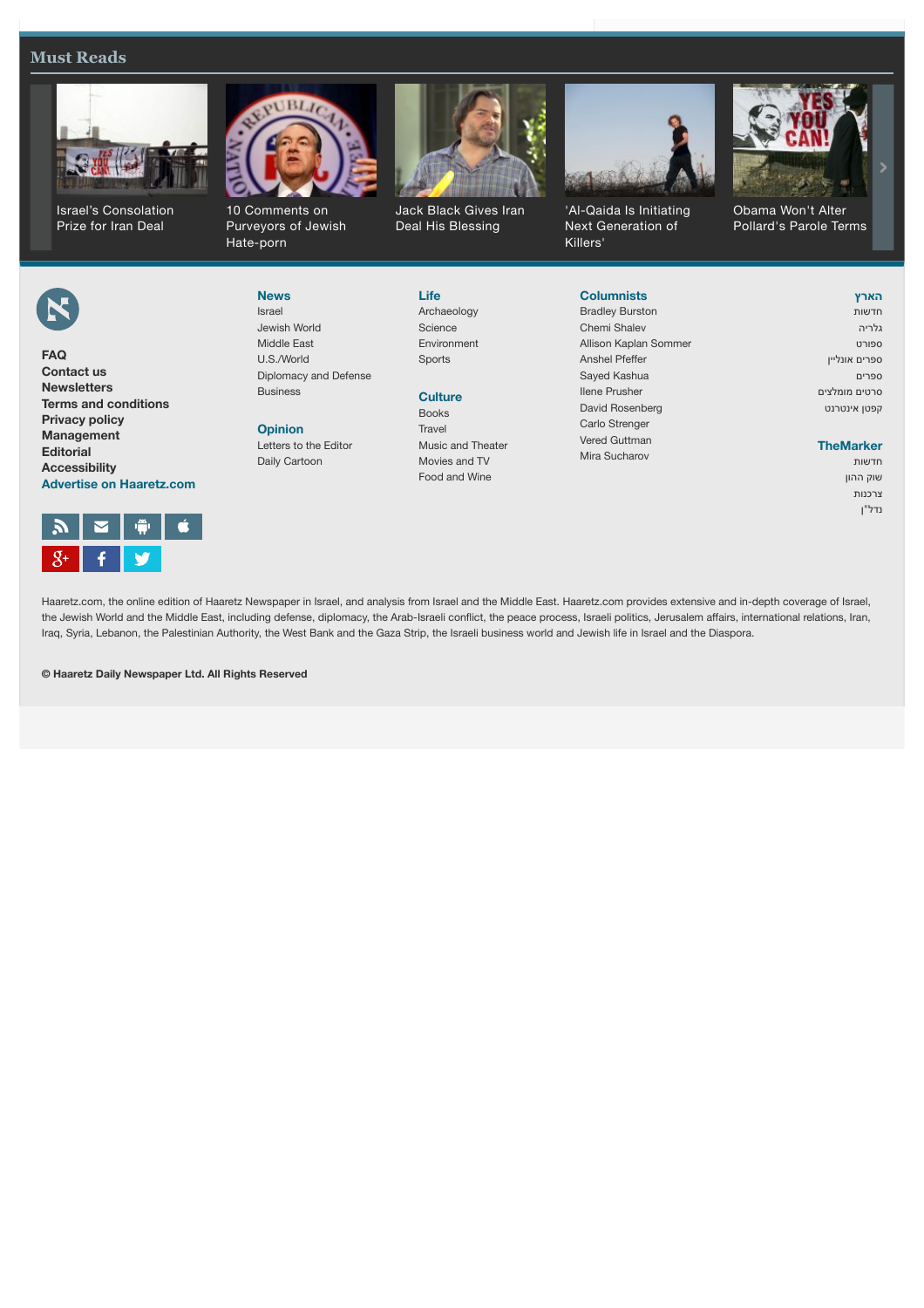## Must Reads

Israel's Consolation Prize for Iran Deal

10 Comments on Purveyors of Jewish Hate-porn

Jack Black Gives Iran Deal His Blessing

'Al-Qaida Is Initiating Next Generation of Killers'

Obama Won't Alter Pollard's Parole Terms

**FAQ**
**Contact us**
**Newsletters**
**Terms and conditions**
**Privacy policy**
**Management**
**Editorial**
**Accessibility**
**Advertise on Haaretz.com**

**News**
- Israel
- Jewish World
- Middle East
- U.S./World
- Diplomacy and Defense
- Business

**Opinion**
- Letters to the Editor
- Daily Cartoon

**Life**
- Archaeology
- Science
- Environment
- Sports

**Culture**
- Books
- Travel
- Music and Theater
- Movies and TV
- Food and Wine

**Columnists**
- Bradley Burston
- Chemi Shalev
- Allison Kaplan Sommer
- Anshel Pfeffer
- Sayed Kashua
- Ilene Prusher
- David Rosenberg
- Carlo Strenger
- Vered Guttman
- Mira Sucharov

**הארץ**
- חדשות
- גלריה
- ספורט
- ספרים אונליין
- ספרים
- סרטים מומלצים
- קפטן אינטרנט

**TheMarker**
- חדשות
- שוק ההון
- צרכנות
- נדל"ן

Haaretz.com, the online edition of Haaretz Newspaper in Israel, and analysis from Israel and the Middle East. Haaretz.com provides extensive and in-depth coverage of Israel, the Jewish World and the Middle East, including defense, diplomacy, the Arab-Israeli conflict, the peace process, Israeli politics, Jerusalem affairs, international relations, Iran, Iraq, Syria, Lebanon, the Palestinian Authority, the West Bank and the Gaza Strip, the Israeli business world and Jewish life in Israel and the Diaspora.

**© Haaretz Daily Newspaper Ltd. All Rights Reserved**